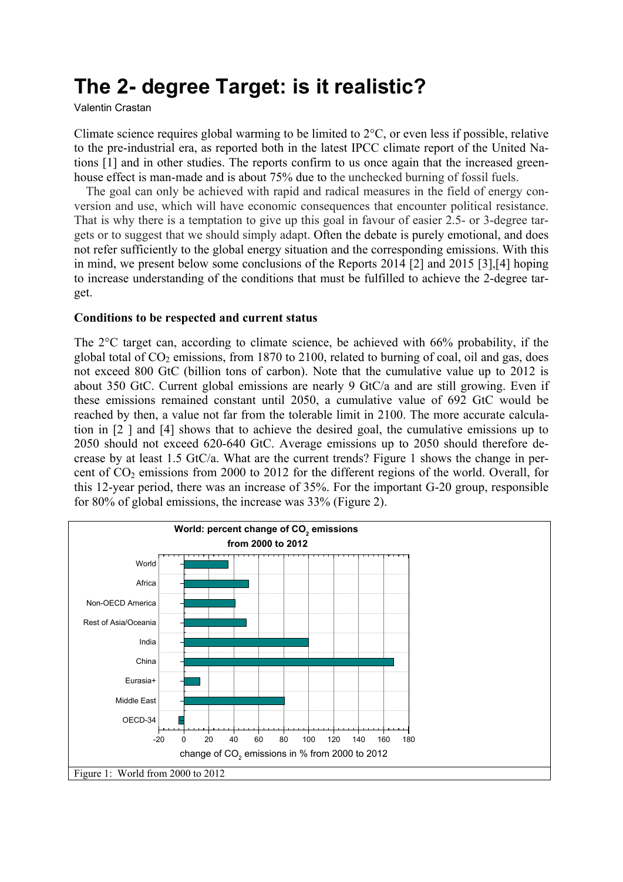# The 2- degree Target: is it realistic?

Valentin Crastan

Climate science requires global warming to be limited to 2°C, or even less if possible, relative to the pre-industrial era, as reported both in the latest IPCC climate report of the United Nations [1] and in other studies. The reports confirm to us once again that the increased greenhouse effect is man-made and is about 75% due to the unchecked burning of fossil fuels.

The goal can only be achieved with rapid and radical measures in the field of energy conversion and use, which will have economic consequences that encounter political resistance. That is why there is a temptation to give up this goal in favour of easier 2.5- or 3-degree targets or to suggest that we should simply adapt. Often the debate is purely emotional, and does not refer sufficiently to the global energy situation and the corresponding emissions. With this in mind, we present below some conclusions of the Reports 2014 [2] and 2015 [3],[4] hoping to increase understanding of the conditions that must be fulfilled to achieve the 2-degree target.

**Conditions to be respected and current status**

The 2°C target can, according to climate science, be achieved with 66% probability, if the global total of $CO_2$ emissions, from 1870 to 2100, related to burning of coal, oil and gas, does not exceed 800 GtC (billion tons of carbon). Note that the cumulative value up to 2012 is about 350 GtC. Current global emissions are nearly 9 GtC/a and are still growing. Even if these emissions remained constant until 2050, a cumulative value of 692 GtC would be reached by then, a value not far from the tolerable limit in 2100. The more accurate calculation in [2 ] and [4] shows that to achieve the desired goal, the cumulative emissions up to 2050 should not exceed 620-640 GtC. Average emissions up to 2050 should therefore decrease by at least 1.5 GtC/a. What are the current trends? Figure 1 shows the change in percent of $CO_2$ emissions from 2000 to 2012 for the different regions of the world. Overall, for this 12-year period, there was an increase of 35%. For the important G-20 group, responsible for 80% of global emissions, the increase was 33% (Figure 2).

**World: percent change of $CO_2$ emissions from 2000 to 2012**

| Region | Approx. change (%) |
|---|---|
| World | 35 |
| Africa | 52 |
| Non-OECD America | 41 |
| Rest of Asia/Oceania | 50 |
| India | 100 |
| China | 168 |
| Eurasia+ | 13 |
| Middle East | 81 |
| OECD-34 | -4 |

change of $CO_2$ emissions in % from 2000 to 2012

Figure 1: World from 2000 to 2012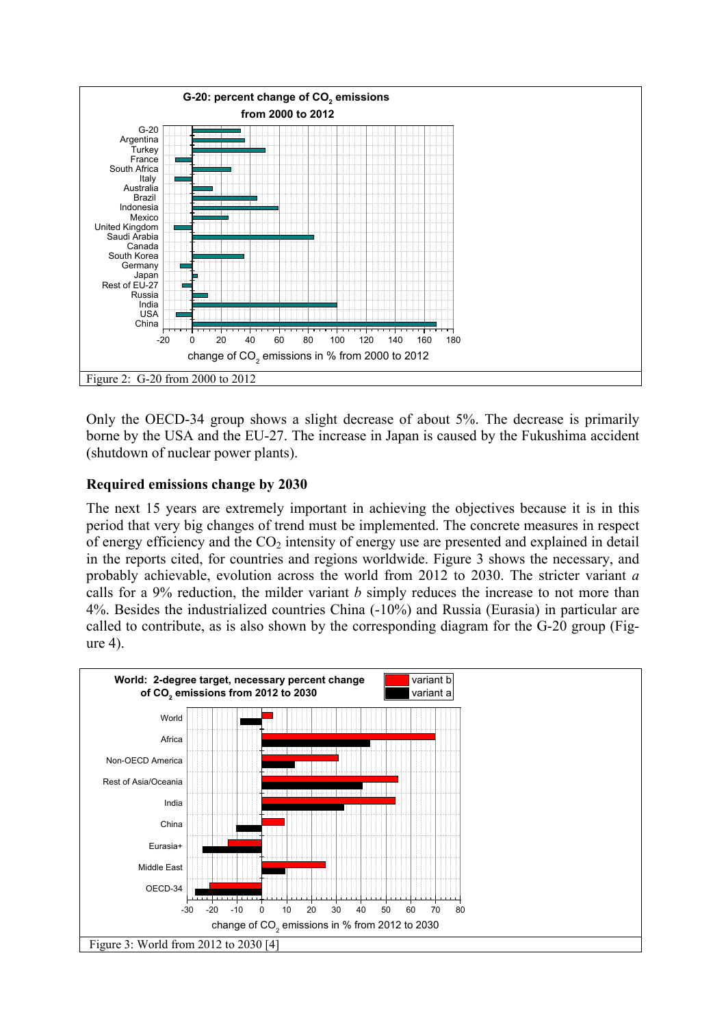Figure 2: G-20 from 2000 to 2012

Only the OECD-34 group shows a slight decrease of about 5%. The decrease is primarily borne by the USA and the EU-27. The increase in Japan is caused by the Fukushima accident (shutdown of nuclear power plants).

## Required emissions change by 2030

The next 15 years are extremely important in achieving the objectives because it is in this period that very big changes of trend must be implemented. The concrete measures in respect of energy efficiency and the $CO_2$ intensity of energy use are presented and explained in detail in the reports cited, for countries and regions worldwide. Figure 3 shows the necessary, and probably achievable, evolution across the world from 2012 to 2030. The stricter variant *a* calls for a 9% reduction, the milder variant *b* simply reduces the increase to not more than 4%. Besides the industrialized countries China (-10%) and Russia (Eurasia) in particular are called to contribute, as is also shown by the corresponding diagram for the G-20 group (Figure 4).

Figure 3: World from 2012 to 2030 [4]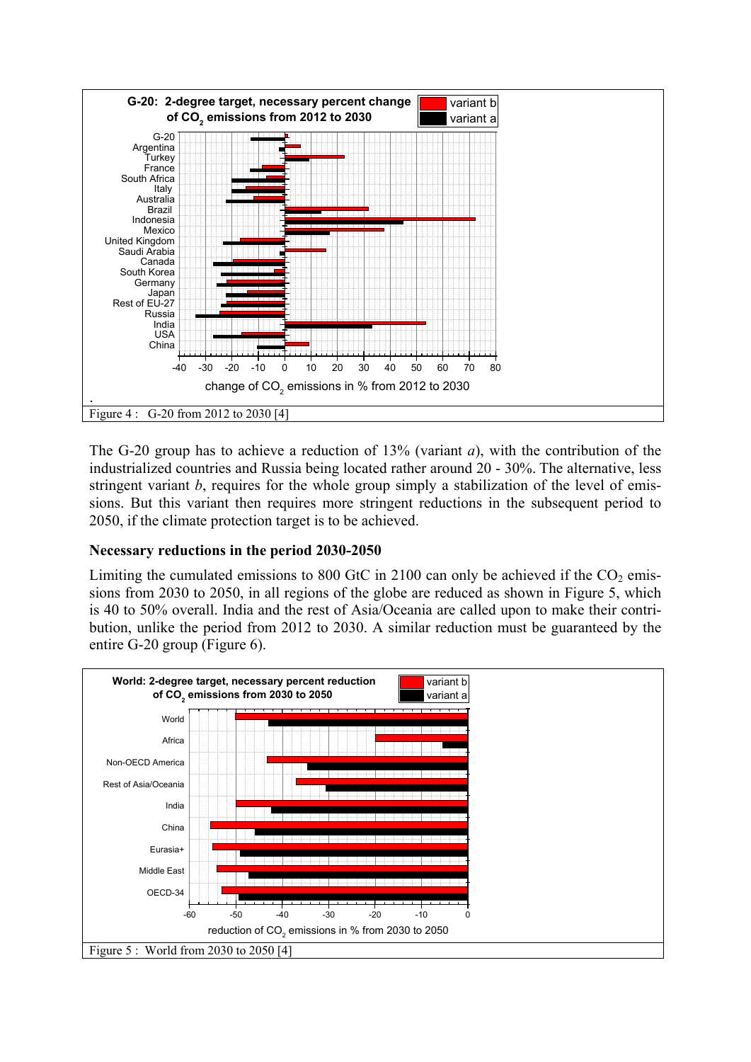Figure 4 : G-20 from 2012 to 2030 [4]

The G-20 group has to achieve a reduction of 13% (variant *a*), with the contribution of the industrialized countries and Russia being located rather around 20 - 30%. The alternative, less stringent variant *b*, requires for the whole group simply a stabilization of the level of emissions. But this variant then requires more stringent reductions in the subsequent period to 2050, if the climate protection target is to be achieved.

### Necessary reductions in the period 2030-2050

Limiting the cumulated emissions to 800 GtC in 2100 can only be achieved if the $CO_2$ emissions from 2030 to 2050, in all regions of the globe are reduced as shown in Figure 5, which is 40 to 50% overall. India and the rest of Asia/Oceania are called upon to make their contribution, unlike the period from 2012 to 2030. A similar reduction must be guaranteed by the entire G-20 group (Figure 6).

Figure 5 : World from 2030 to 2050 [4]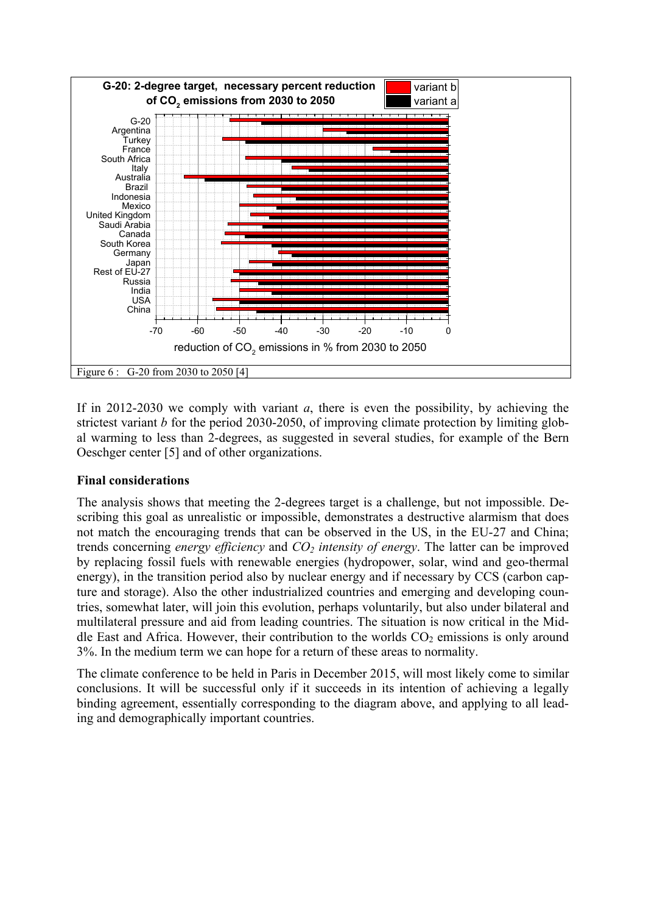Figure 6 : G-20 from 2030 to 2050 [4]

If in 2012-2030 we comply with variant *a*, there is even the possibility, by achieving the strictest variant *b* for the period 2030-2050, of improving climate protection by limiting global warming to less than 2-degrees, as suggested in several studies, for example of the Bern Oeschger center [5] and of other organizations.

**Final considerations**

The analysis shows that meeting the 2-degrees target is a challenge, but not impossible. Describing this goal as unrealistic or impossible, demonstrates a destructive alarmism that does not match the encouraging trends that can be observed in the US, in the EU-27 and China; trends concerning *energy efficiency* and *$CO_2$ intensity of energy*. The latter can be improved by replacing fossil fuels with renewable energies (hydropower, solar, wind and geo-thermal energy), in the transition period also by nuclear energy and if necessary by CCS (carbon capture and storage). Also the other industrialized countries and emerging and developing countries, somewhat later, will join this evolution, perhaps voluntarily, but also under bilateral and multilateral pressure and aid from leading countries. The situation is now critical in the Middle East and Africa. However, their contribution to the worlds $CO_2$ emissions is only around 3%. In the medium term we can hope for a return of these areas to normality.

The climate conference to be held in Paris in December 2015, will most likely come to similar conclusions. It will be successful only if it succeeds in its intention of achieving a legally binding agreement, essentially corresponding to the diagram above, and applying to all leading and demographically important countries.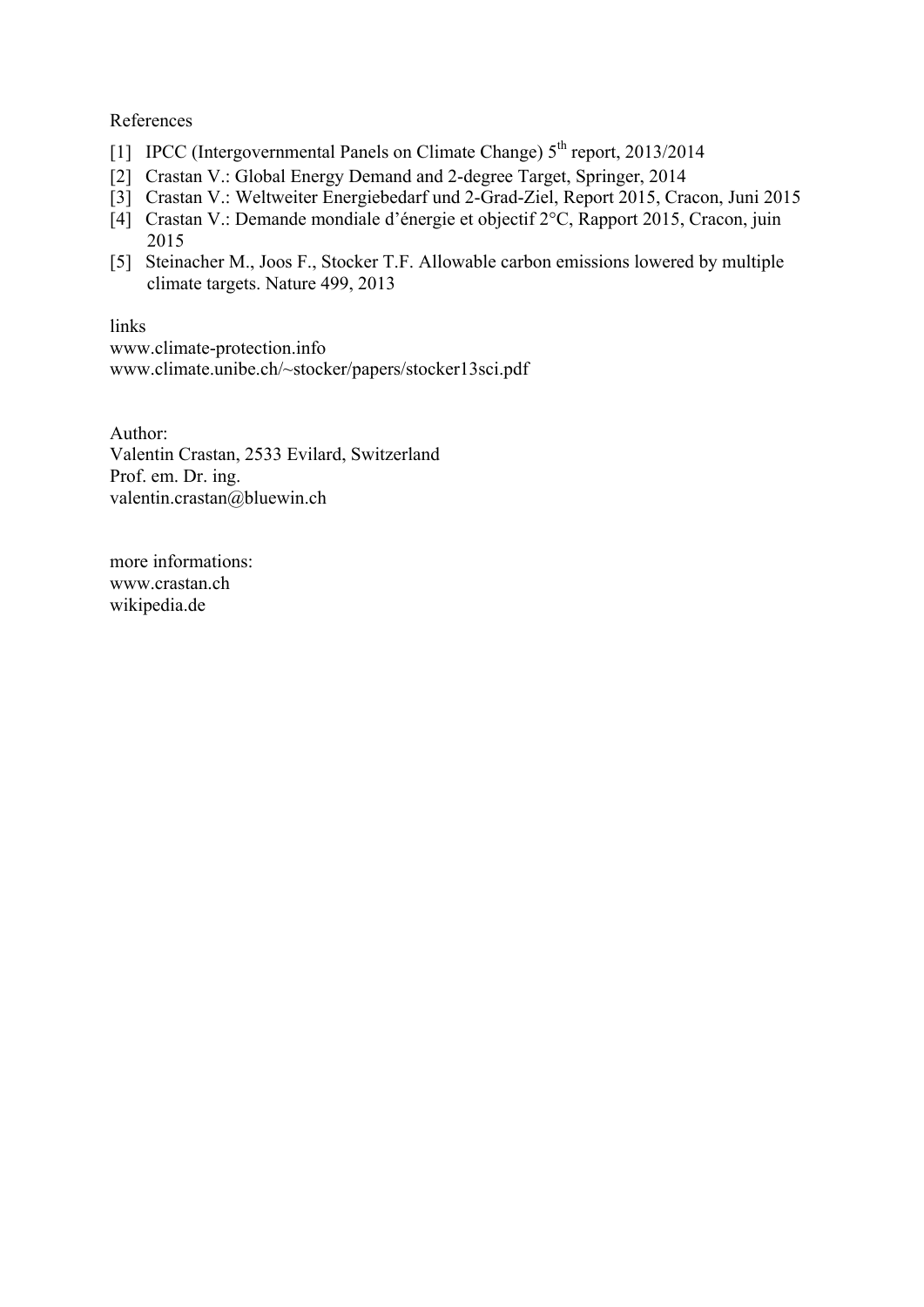References

[1] IPCC (Intergovernmental Panels on Climate Change) 5th report, 2013/2014
[2] Crastan V.: Global Energy Demand and 2-degree Target, Springer, 2014
[3] Crastan V.: Weltweiter Energiebedarf und 2-Grad-Ziel, Report 2015, Cracon, Juni 2015
[4] Crastan V.: Demande mondiale d'énergie et objectif 2°C, Rapport 2015, Cracon, juin 2015
[5] Steinacher M., Joos F., Stocker T.F. Allowable carbon emissions lowered by multiple climate targets. Nature 499, 2013

links
www.climate-protection.info
www.climate.unibe.ch/~stocker/papers/stocker13sci.pdf

Author:
Valentin Crastan, 2533 Evilard, Switzerland
Prof. em. Dr. ing.
valentin.crastan@bluewin.ch

more informations:
www.crastan.ch
wikipedia.de